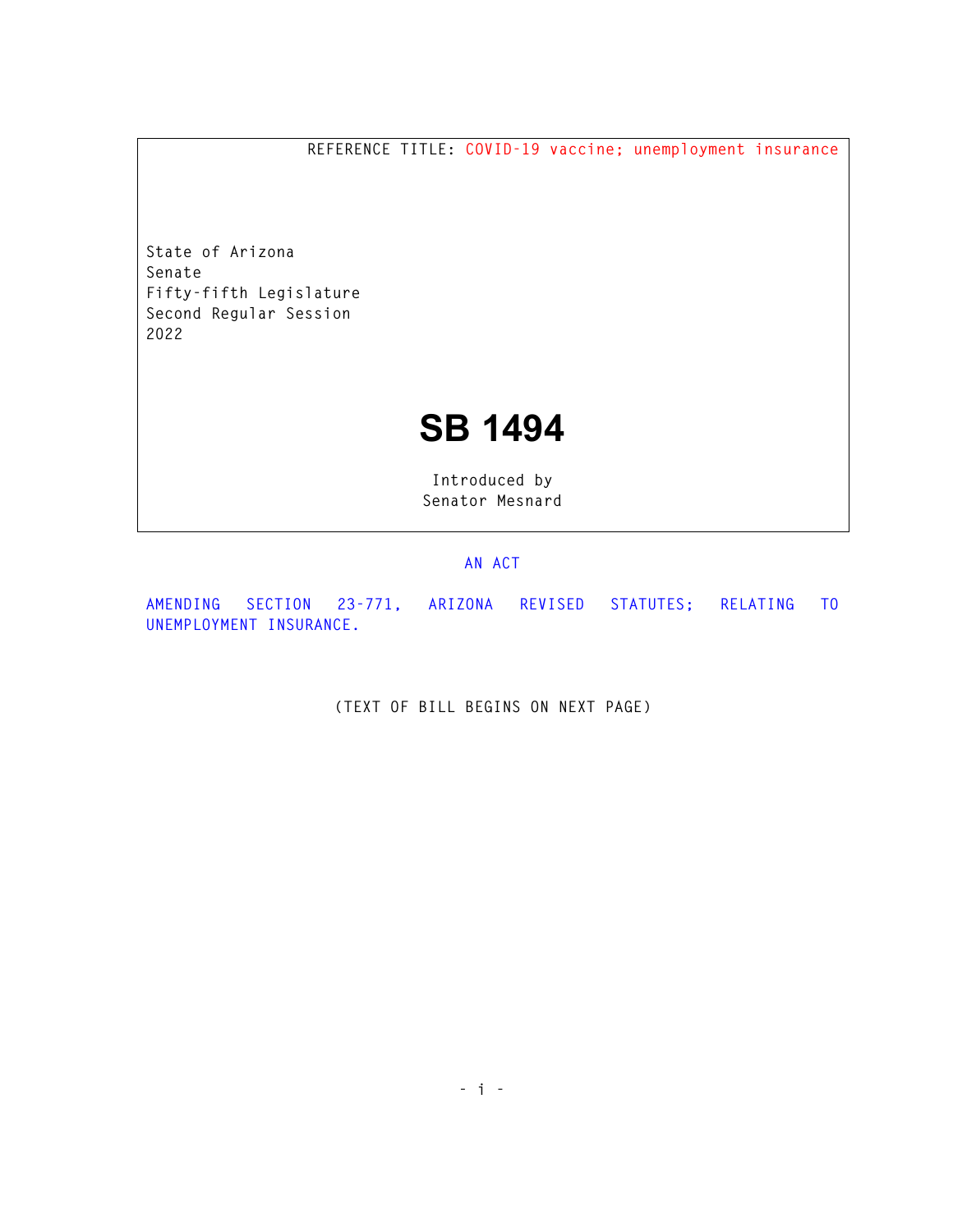REFERENCE TITLE: COVID-19 vaccine; unemployment insurance

State of Arizona
Senate
Fifty-fifth Legislature
Second Regular Session
2022

# SB 1494

Introduced by
Senator Mesnard

AN ACT

AMENDING SECTION 23-771, ARIZONA REVISED STATUTES; RELATING TO UNEMPLOYMENT INSURANCE.

(TEXT OF BILL BEGINS ON NEXT PAGE)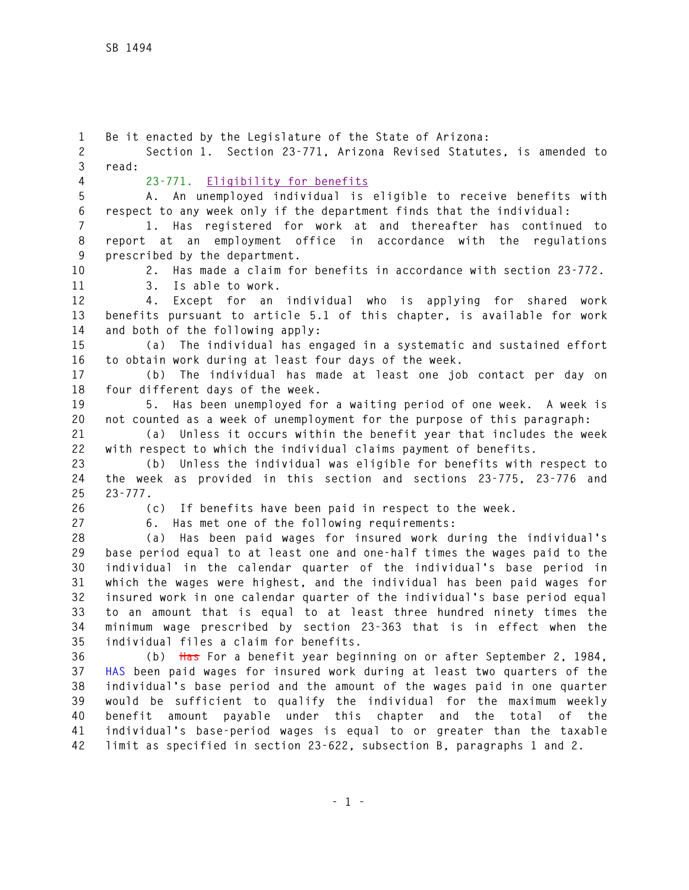Be it enacted by the Legislature of the State of Arizona:

Section 1. Section 23-771, Arizona Revised Statutes, is amended to read:

23-771. Eligibility for benefits

A. An unemployed individual is eligible to receive benefits with respect to any week only if the department finds that the individual:

1. Has registered for work at and thereafter has continued to report at an employment office in accordance with the regulations prescribed by the department.

2. Has made a claim for benefits in accordance with section 23-772.

3. Is able to work.

4. Except for an individual who is applying for shared work benefits pursuant to article 5.1 of this chapter, is available for work and both of the following apply:

(a) The individual has engaged in a systematic and sustained effort to obtain work during at least four days of the week.

(b) The individual has made at least one job contact per day on four different days of the week.

5. Has been unemployed for a waiting period of one week. A week is not counted as a week of unemployment for the purpose of this paragraph:

(a) Unless it occurs within the benefit year that includes the week with respect to which the individual claims payment of benefits.

(b) Unless the individual was eligible for benefits with respect to the week as provided in this section and sections 23-775, 23-776 and 23-777.

(c) If benefits have been paid in respect to the week.

6. Has met one of the following requirements:

(a) Has been paid wages for insured work during the individual's base period equal to at least one and one-half times the wages paid to the individual in the calendar quarter of the individual's base period in which the wages were highest, and the individual has been paid wages for insured work in one calendar quarter of the individual's base period equal to an amount that is equal to at least three hundred ninety times the minimum wage prescribed by section 23-363 that is in effect when the individual files a claim for benefits.

(b) ~~Has~~ For a benefit year beginning on or after September 2, 1984, HAS been paid wages for insured work during at least two quarters of the individual's base period and the amount of the wages paid in one quarter would be sufficient to qualify the individual for the maximum weekly benefit amount payable under this chapter and the total of the individual's base-period wages is equal to or greater than the taxable limit as specified in section 23-622, subsection B, paragraphs 1 and 2.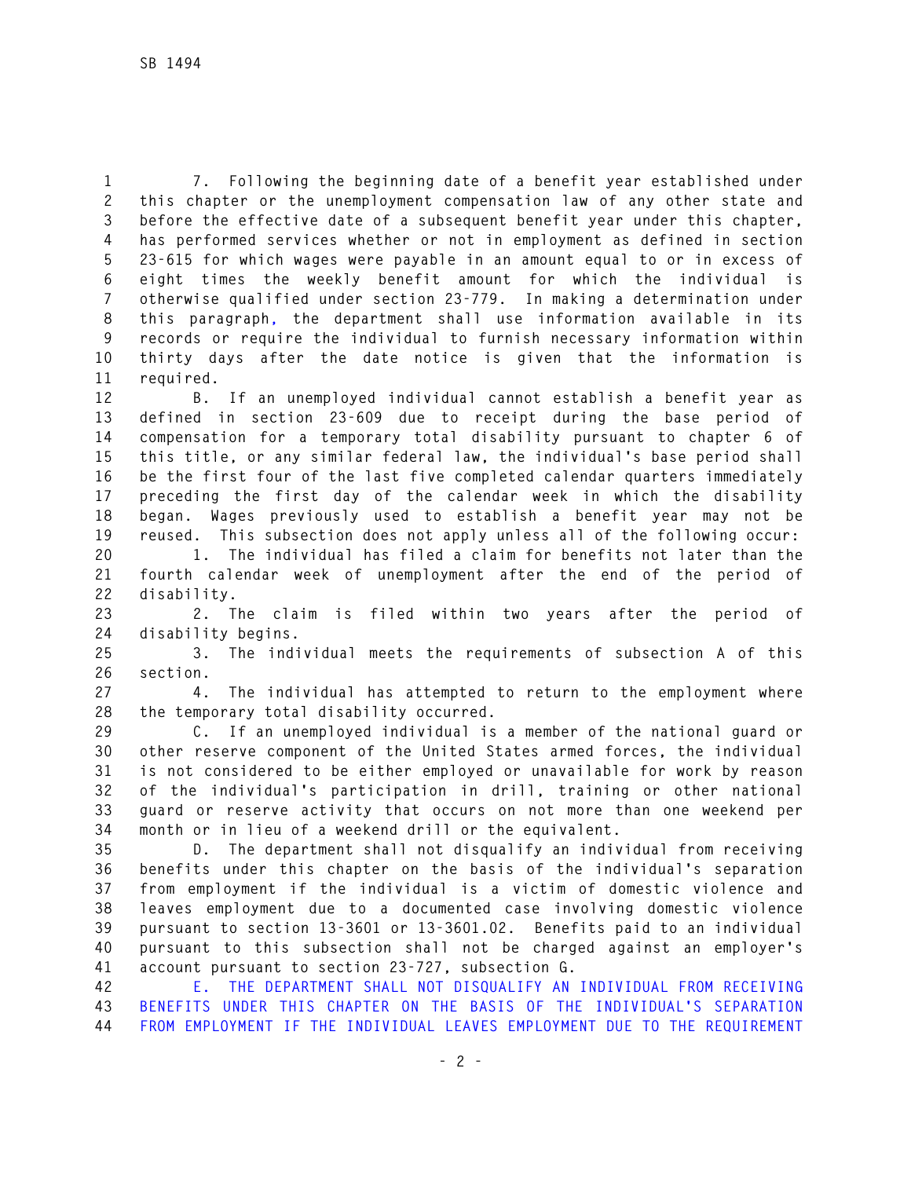7. Following the beginning date of a benefit year established under this chapter or the unemployment compensation law of any other state and before the effective date of a subsequent benefit year under this chapter, has performed services whether or not in employment as defined in section 23-615 for which wages were payable in an amount equal to or in excess of eight times the weekly benefit amount for which the individual is otherwise qualified under section 23-779. In making a determination under this paragraph, the department shall use information available in its records or require the individual to furnish necessary information within thirty days after the date notice is given that the information is required.

B. If an unemployed individual cannot establish a benefit year as defined in section 23-609 due to receipt during the base period of compensation for a temporary total disability pursuant to chapter 6 of this title, or any similar federal law, the individual's base period shall be the first four of the last five completed calendar quarters immediately preceding the first day of the calendar week in which the disability began. Wages previously used to establish a benefit year may not be reused. This subsection does not apply unless all of the following occur:

1. The individual has filed a claim for benefits not later than the fourth calendar week of unemployment after the end of the period of disability.

2. The claim is filed within two years after the period of disability begins.

3. The individual meets the requirements of subsection A of this section.

4. The individual has attempted to return to the employment where the temporary total disability occurred.

C. If an unemployed individual is a member of the national guard or other reserve component of the United States armed forces, the individual is not considered to be either employed or unavailable for work by reason of the individual's participation in drill, training or other national guard or reserve activity that occurs on not more than one weekend per month or in lieu of a weekend drill or the equivalent.

D. The department shall not disqualify an individual from receiving benefits under this chapter on the basis of the individual's separation from employment if the individual is a victim of domestic violence and leaves employment due to a documented case involving domestic violence pursuant to section 13-3601 or 13-3601.02. Benefits paid to an individual pursuant to this subsection shall not be charged against an employer's account pursuant to section 23-727, subsection G.

E. THE DEPARTMENT SHALL NOT DISQUALIFY AN INDIVIDUAL FROM RECEIVING BENEFITS UNDER THIS CHAPTER ON THE BASIS OF THE INDIVIDUAL'S SEPARATION FROM EMPLOYMENT IF THE INDIVIDUAL LEAVES EMPLOYMENT DUE TO THE REQUIREMENT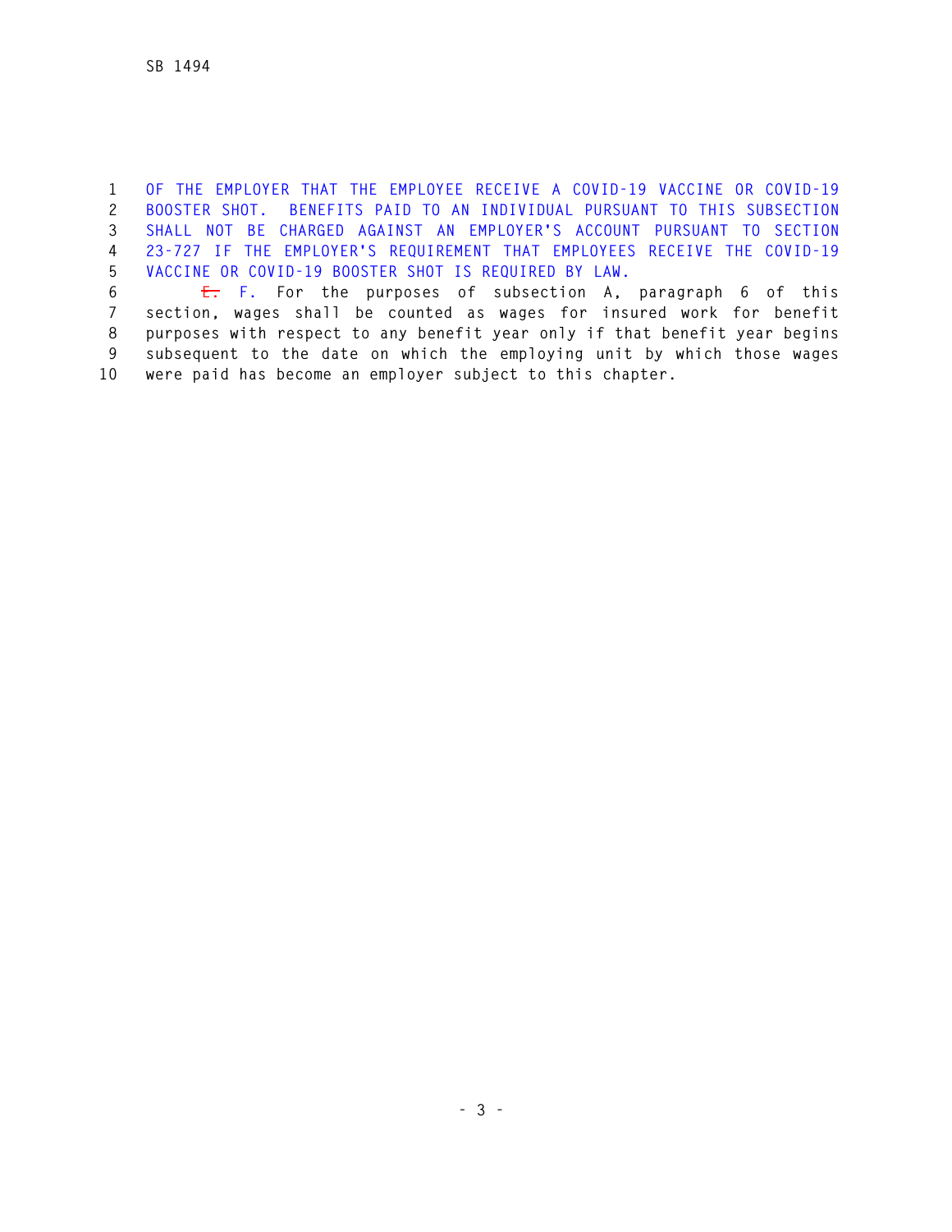OF THE EMPLOYER THAT THE EMPLOYEE RECEIVE A COVID-19 VACCINE OR COVID-19 BOOSTER SHOT. BENEFITS PAID TO AN INDIVIDUAL PURSUANT TO THIS SUBSECTION SHALL NOT BE CHARGED AGAINST AN EMPLOYER'S ACCOUNT PURSUANT TO SECTION 23-727 IF THE EMPLOYER'S REQUIREMENT THAT EMPLOYEES RECEIVE THE COVID-19 VACCINE OR COVID-19 BOOSTER SHOT IS REQUIRED BY LAW.

~~E.~~ F. For the purposes of subsection A, paragraph 6 of this section, wages shall be counted as wages for insured work for benefit purposes with respect to any benefit year only if that benefit year begins subsequent to the date on which the employing unit by which those wages were paid has become an employer subject to this chapter.